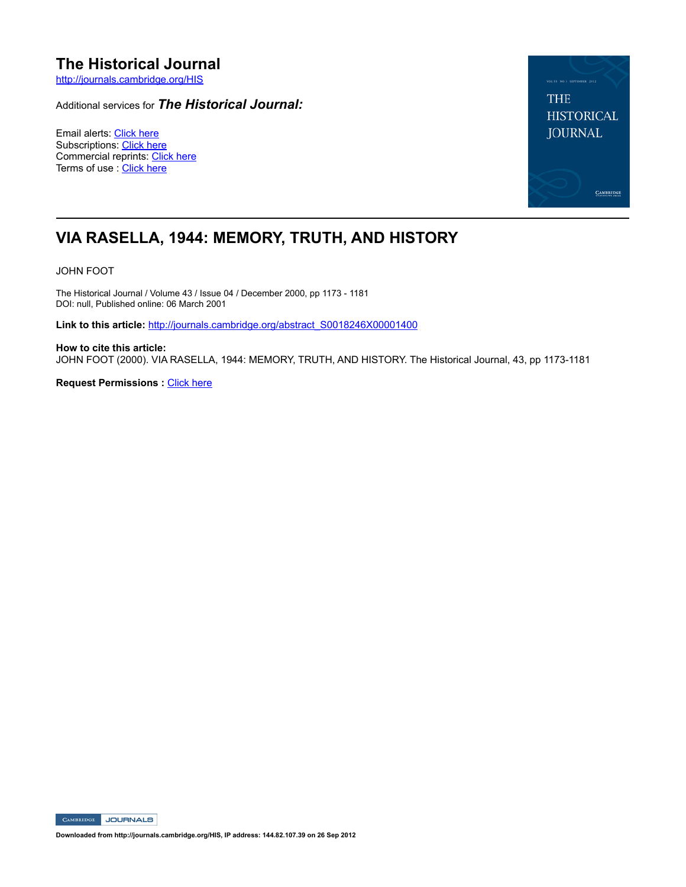# The Historical Journal

http://journals.cambridge.org/HIS

Additional services for ***The Historical Journal:***

Email alerts: Click here
Subscriptions: Click here
Commercial reprints: Click here
Terms of use : Click here

## VIA RASELLA, 1944: MEMORY, TRUTH, AND HISTORY

JOHN FOOT

The Historical Journal / Volume 43 / Issue 04 / December 2000, pp 1173 - 1181
DOI: null, Published online: 06 March 2001

**Link to this article:** http://journals.cambridge.org/abstract_S0018246X00001400

**How to cite this article:**
JOHN FOOT (2000). VIA RASELLA, 1944: MEMORY, TRUTH, AND HISTORY. The Historical Journal, 43, pp 1173-1181

**Request Permissions :** Click here

Downloaded from http://journals.cambridge.org/HIS, IP address: 144.82.107.39 on 26 Sep 2012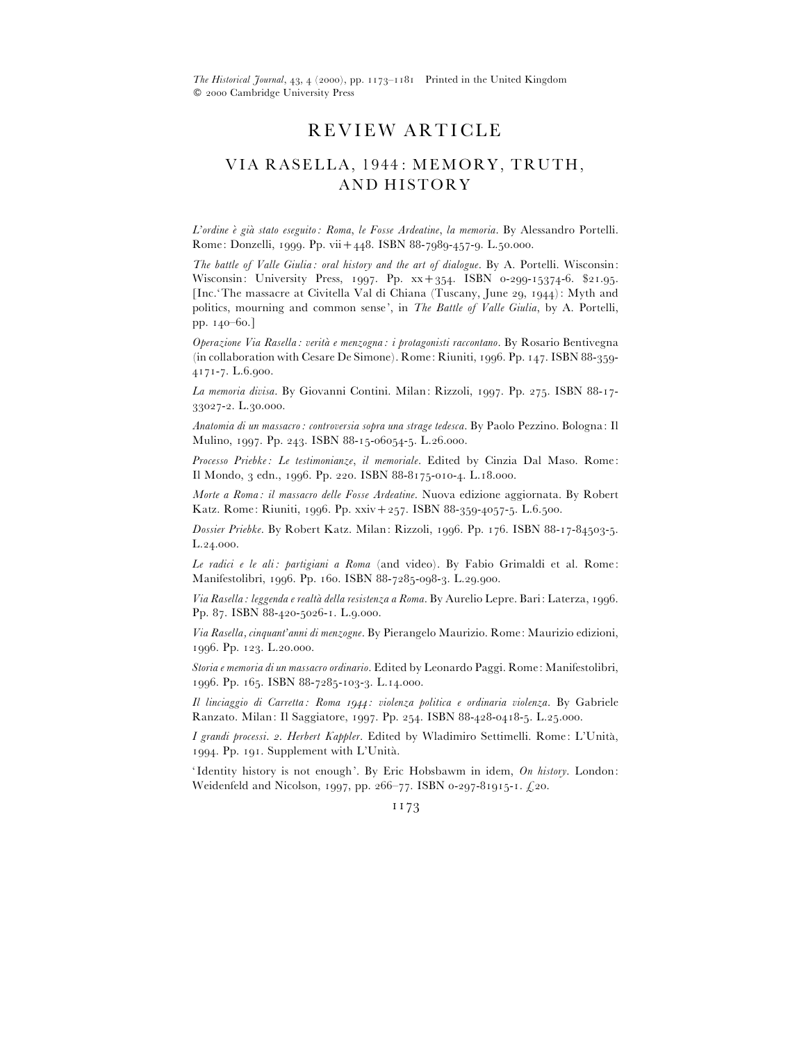# REVIEW ARTICLE

## VIA RASELLA, 1944: MEMORY, TRUTH, AND HISTORY

*L'ordine è già stato eseguito: Roma, le Fosse Ardeatine, la memoria*. By Alessandro Portelli. Rome: Donzelli, 1999. Pp. vii + 448. ISBN 88-7989-457-9. L.50.000.

*The battle of Valle Giulia: oral history and the art of dialogue*. By A. Portelli. Wisconsin: Wisconsin: University Press, 1997. Pp. xx + 354. ISBN 0-299-15374-6. $21.95. [Inc.'The massacre at Civitella Val di Chiana (Tuscany, June 29, 1944): Myth and politics, mourning and common sense', in *The Battle of Valle Giulia*, by A. Portelli, pp. 140–60.]

*Operazione Via Rasella: verità e menzogna: i protagonisti raccontano*. By Rosario Bentivegna (in collaboration with Cesare De Simone). Rome: Riuniti, 1996. Pp. 147. ISBN 88-359-4171-7. L.6.900.

*La memoria divisa*. By Giovanni Contini. Milan: Rizzoli, 1997. Pp. 275. ISBN 88-17-33027-2. L.30.000.

*Anatomia di un massacro: controversia sopra una strage tedesca*. By Paolo Pezzino. Bologna: Il Mulino, 1997. Pp. 243. ISBN 88-15-06054-5. L.26.000.

*Processo Priebke: Le testimonianze, il memoriale*. Edited by Cinzia Dal Maso. Rome: Il Mondo, 3 edn., 1996. Pp. 220. ISBN 88-8175-010-4. L.18.000.

*Morte a Roma: il massacro delle Fosse Ardeatine*. Nuova edizione aggiornata. By Robert Katz. Rome: Riuniti, 1996. Pp. xxiv + 257. ISBN 88-359-4057-5. L.6.500.

*Dossier Priebke*. By Robert Katz. Milan: Rizzoli, 1996. Pp. 176. ISBN 88-17-84503-5. L.24.000.

*Le radici e le ali: partigiani a Roma* (and video). By Fabio Grimaldi et al. Rome: Manifestolibri, 1996. Pp. 160. ISBN 88-7285-098-3. L.29.900.

*Via Rasella: leggenda e realtà della resistenza a Roma*. By Aurelio Lepre. Bari: Laterza, 1996. Pp. 87. ISBN 88-420-5026-1. L.9.000.

*Via Rasella, cinquant'anni di menzogne*. By Pierangelo Maurizio. Rome: Maurizio edizioni, 1996. Pp. 123. L.20.000.

*Storia e memoria di un massacro ordinario*. Edited by Leonardo Paggi. Rome: Manifestolibri, 1996. Pp. 165. ISBN 88-7285-103-3. L.14.000.

*Il linciaggio di Carretta: Roma 1944: violenza politica e ordinaria violenza*. By Gabriele Ranzato. Milan: Il Saggiatore, 1997. Pp. 254. ISBN 88-428-0418-5. L.25.000.

*I grandi processi. 2. Herbert Kappler*. Edited by Wladimiro Settimelli. Rome: L'Unità, 1994. Pp. 191. Supplement with L'Unità.

'Identity history is not enough'. By Eric Hobsbawm in idem, *On history*. London: Weidenfeld and Nicolson, 1997, pp. 266–77. ISBN 0-297-81915-1. £20.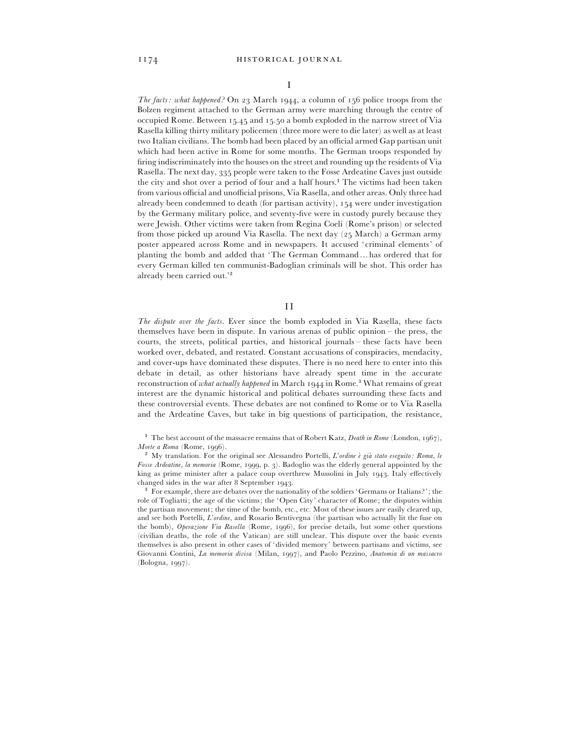## I

*The facts: what happened?* On 23 March 1944, a column of 156 police troops from the Bolzen regiment attached to the German army were marching through the centre of occupied Rome. Between 15.45 and 15.50 a bomb exploded in the narrow street of Via Rasella killing thirty military policemen (three more were to die later) as well as at least two Italian civilians. The bomb had been placed by an official armed Gap partisan unit which had been active in Rome for some months. The German troops responded by firing indiscriminately into the houses on the street and rounding up the residents of Via Rasella. The next day, 335 people were taken to the Fosse Ardeatine Caves just outside the city and shot over a period of four and a half hours.[1] The victims had been taken from various official and unofficial prisons, Via Rasella, and other areas. Only three had already been condemned to death (for partisan activity), 154 were under investigation by the Germany military police, and seventy-five were in custody purely because they were Jewish. Other victims were taken from Regina Coeli (Rome's prison) or selected from those picked up around Via Rasella. The next day (25 March) a German army poster appeared across Rome and in newspapers. It accused 'criminal elements' of planting the bomb and added that 'The German Command... has ordered that for every German killed ten communist-Badoglian criminals will be shot. This order has already been carried out.'[2]

## II

*The dispute over the facts*. Ever since the bomb exploded in Via Rasella, these facts themselves have been in dispute. In various arenas of public opinion – the press, the courts, the streets, political parties, and historical journals – these facts have been worked over, debated, and restated. Constant accusations of conspiracies, mendacity, and cover-ups have dominated these disputes. There is no need here to enter into this debate in detail, as other historians have already spent time in the accurate reconstruction of *what actually happened* in March 1944 in Rome.[3] What remains of great interest are the dynamic historical and political debates surrounding these facts and these controversial events. These debates are not confined to Rome or to Via Rasella and the Ardeatine Caves, but take in big questions of participation, the resistance,

---

[1] The best account of the massacre remains that of Robert Katz, *Death in Rome* (London, 1967), *Morte a Roma* (Rome, 1996).

[2] My translation. For the original see Alessandro Portelli, *L'ordine è già stato eseguito: Roma, le Fosse Ardeatine, la memoria* (Rome, 1999, p. 3). Badoglio was the elderly general appointed by the king as prime minister after a palace coup overthrew Mussolini in July 1943. Italy effectively changed sides in the war after 8 September 1943.

[3] For example, there are debates over the nationality of the soldiers 'Germans or Italians?'; the role of Togliatti; the age of the victims; the 'Open City' character of Rome; the disputes within the partisan movement; the time of the bomb, etc., etc. Most of these issues are easily cleared up, and see both Portelli, *L'ordine,* and Rosario Bentivegna (the partisan who actually lit the fuse on the bomb), *Operazione Via Rasella* (Rome, 1996), for precise details, but some other questions (civilian deaths, the role of the Vatican) are still unclear. This dispute over the basic events themselves is also present in other cases of 'divided memory' between partisans and victims, see Giovanni Contini, *La memoria divisa* (Milan, 1997), and Paolo Pezzino, *Anatomia di un massacro* (Bologna, 1997).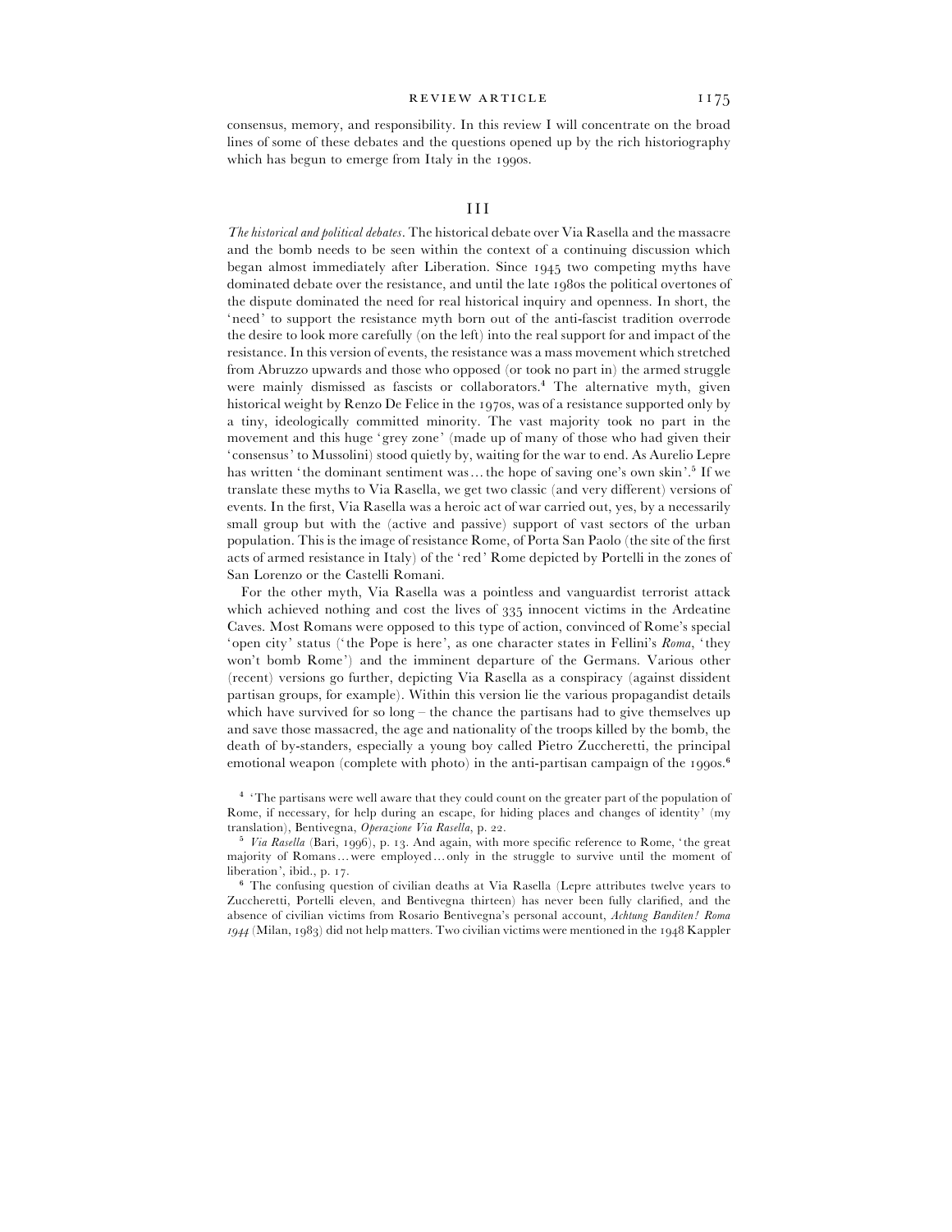consensus, memory, and responsibility. In this review I will concentrate on the broad lines of some of these debates and the questions opened up by the rich historiography which has begun to emerge from Italy in the 1990s.

## III

*The historical and political debates.* The historical debate over Via Rasella and the massacre and the bomb needs to be seen within the context of a continuing discussion which began almost immediately after Liberation. Since 1945 two competing myths have dominated debate over the resistance, and until the late 1980s the political overtones of the dispute dominated the need for real historical inquiry and openness. In short, the 'need' to support the resistance myth born out of the anti-fascist tradition overrode the desire to look more carefully (on the left) into the real support for and impact of the resistance. In this version of events, the resistance was a mass movement which stretched from Abruzzo upwards and those who opposed (or took no part in) the armed struggle were mainly dismissed as fascists or collaborators.[4] The alternative myth, given historical weight by Renzo De Felice in the 1970s, was of a resistance supported only by a tiny, ideologically committed minority. The vast majority took no part in the movement and this huge 'grey zone' (made up of many of those who had given their 'consensus' to Mussolini) stood quietly by, waiting for the war to end. As Aurelio Lepre has written 'the dominant sentiment was… the hope of saving one's own skin'.[5] If we translate these myths to Via Rasella, we get two classic (and very different) versions of events. In the first, Via Rasella was a heroic act of war carried out, yes, by a necessarily small group but with the (active and passive) support of vast sectors of the urban population. This is the image of resistance Rome, of Porta San Paolo (the site of the first acts of armed resistance in Italy) of the 'red' Rome depicted by Portelli in the zones of San Lorenzo or the Castelli Romani.

For the other myth, Via Rasella was a pointless and vanguardist terrorist attack which achieved nothing and cost the lives of 335 innocent victims in the Ardeatine Caves. Most Romans were opposed to this type of action, convinced of Rome's special 'open city' status ('the Pope is here', as one character states in Fellini's *Roma*, 'they won't bomb Rome') and the imminent departure of the Germans. Various other (recent) versions go further, depicting Via Rasella as a conspiracy (against dissident partisan groups, for example). Within this version lie the various propagandist details which have survived for so long – the chance the partisans had to give themselves up and save those massacred, the age and nationality of the troops killed by the bomb, the death of by-standers, especially a young boy called Pietro Zuccheretti, the principal emotional weapon (complete with photo) in the anti-partisan campaign of the 1990s.[6]

[4] 'The partisans were well aware that they could count on the greater part of the population of Rome, if necessary, for help during an escape, for hiding places and changes of identity' (my translation), Bentivegna, *Operazione Via Rasella*, p. 22.

[5] *Via Rasella* (Bari, 1996), p. 13. And again, with more specific reference to Rome, 'the great majority of Romans… were employed… only in the struggle to survive until the moment of liberation', ibid., p. 17.

[6] The confusing question of civilian deaths at Via Rasella (Lepre attributes twelve years to Zuccheretti, Portelli eleven, and Bentivegna thirteen) has never been fully clarified, and the absence of civilian victims from Rosario Bentivegna's personal account, *Achtung Banditen! Roma 1944* (Milan, 1983) did not help matters. Two civilian victims were mentioned in the 1948 Kappler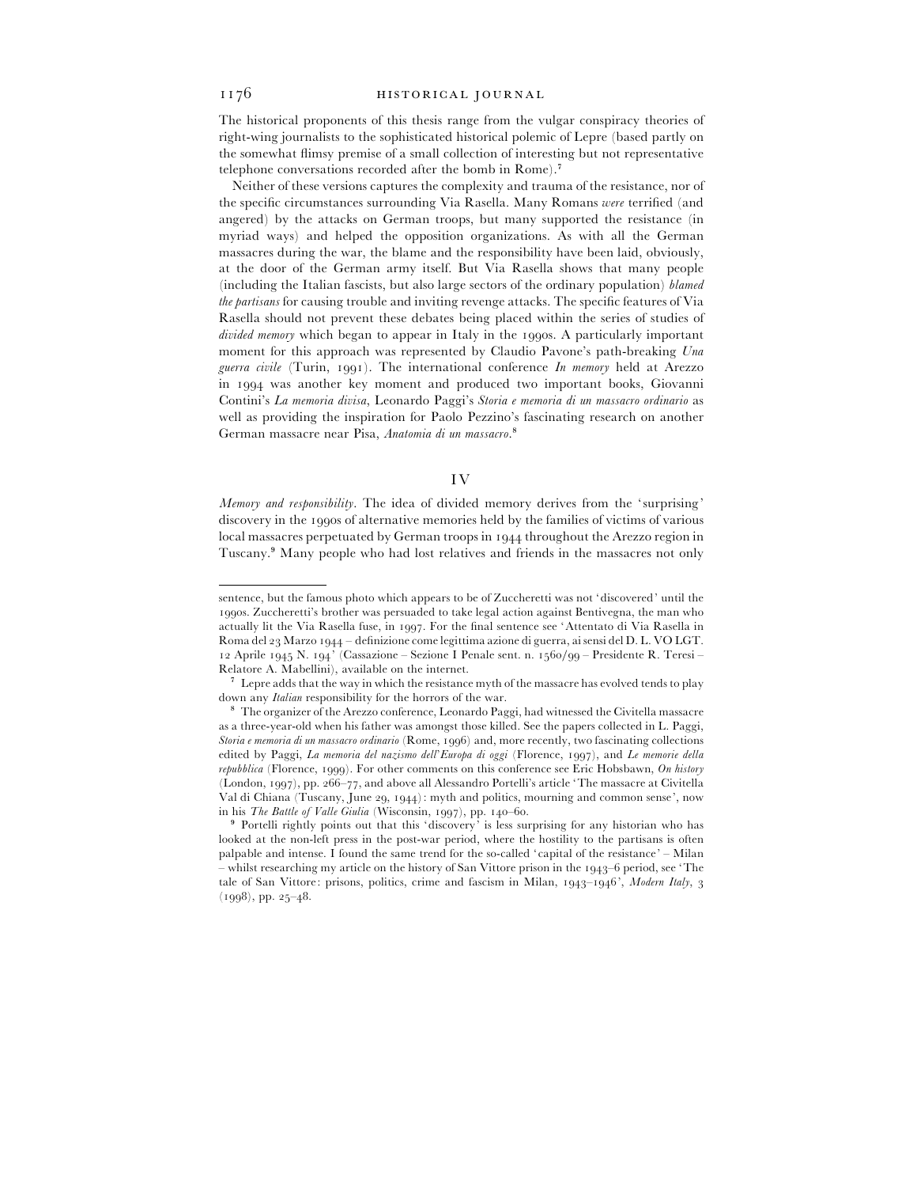The historical proponents of this thesis range from the vulgar conspiracy theories of right-wing journalists to the sophisticated historical polemic of Lepre (based partly on the somewhat flimsy premise of a small collection of interesting but not representative telephone conversations recorded after the bomb in Rome).[7]

Neither of these versions captures the complexity and trauma of the resistance, nor of the specific circumstances surrounding Via Rasella. Many Romans *were* terrified (and angered) by the attacks on German troops, but many supported the resistance (in myriad ways) and helped the opposition organizations. As with all the German massacres during the war, the blame and the responsibility have been laid, obviously, at the door of the German army itself. But Via Rasella shows that many people (including the Italian fascists, but also large sectors of the ordinary population) *blamed the partisans* for causing trouble and inviting revenge attacks. The specific features of Via Rasella should not prevent these debates being placed within the series of studies of *divided memory* which began to appear in Italy in the 1990s. A particularly important moment for this approach was represented by Claudio Pavone's path-breaking *Una guerra civile* (Turin, 1991). The international conference *In memory* held at Arezzo in 1994 was another key moment and produced two important books, Giovanni Contini's *La memoria divisa*, Leonardo Paggi's *Storia e memoria di un massacro ordinario* as well as providing the inspiration for Paolo Pezzino's fascinating research on another German massacre near Pisa, *Anatomia di un massacro*.[8]

## IV

*Memory and responsibility*. The idea of divided memory derives from the 'surprising' discovery in the 1990s of alternative memories held by the families of victims of various local massacres perpetuated by German troops in 1944 throughout the Arezzo region in Tuscany.[9] Many people who had lost relatives and friends in the massacres not only

---

sentence, but the famous photo which appears to be of Zuccheretti was not 'discovered' until the 1990s. Zuccheretti's brother was persuaded to take legal action against Bentivegna, the man who actually lit the Via Rasella fuse, in 1997. For the final sentence see 'Attentato di Via Rasella in Roma del 23 Marzo 1944 – definizione come legittima azione di guerra, ai sensi del D. L. VO LGT. 12 Aprile 1945 N. 194' (Cassazione – Sezione I Penale sent. n. 1560/99 – Presidente R. Teresi – Relatore A. Mabellini), available on the internet.

[7] Lepre adds that the way in which the resistance myth of the massacre has evolved tends to play down any *Italian* responsibility for the horrors of the war.

[8] The organizer of the Arezzo conference, Leonardo Paggi, had witnessed the Civitella massacre as a three-year-old when his father was amongst those killed. See the papers collected in L. Paggi, *Storia e memoria di un massacro ordinario* (Rome, 1996) and, more recently, two fascinating collections edited by Paggi, *La memoria del nazismo dell'Europa di oggi* (Florence, 1997), and *Le memorie della repubblica* (Florence, 1999). For other comments on this conference see Eric Hobsbawn, *On history* (London, 1997), pp. 266–77, and above all Alessandro Portelli's article 'The massacre at Civitella Val di Chiana (Tuscany, June 29, 1944): myth and politics, mourning and common sense', now in his *The Battle of Valle Giulia* (Wisconsin, 1997), pp. 140–60.

[9] Portelli rightly points out that this 'discovery' is less surprising for any historian who has looked at the non-left press in the post-war period, where the hostility to the partisans is often palpable and intense. I found the same trend for the so-called 'capital of the resistance' – Milan – whilst researching my article on the history of San Vittore prison in the 1943–6 period, see 'The tale of San Vittore: prisons, politics, crime and fascism in Milan, 1943–1946', *Modern Italy*, 3 (1998), pp. 25–48.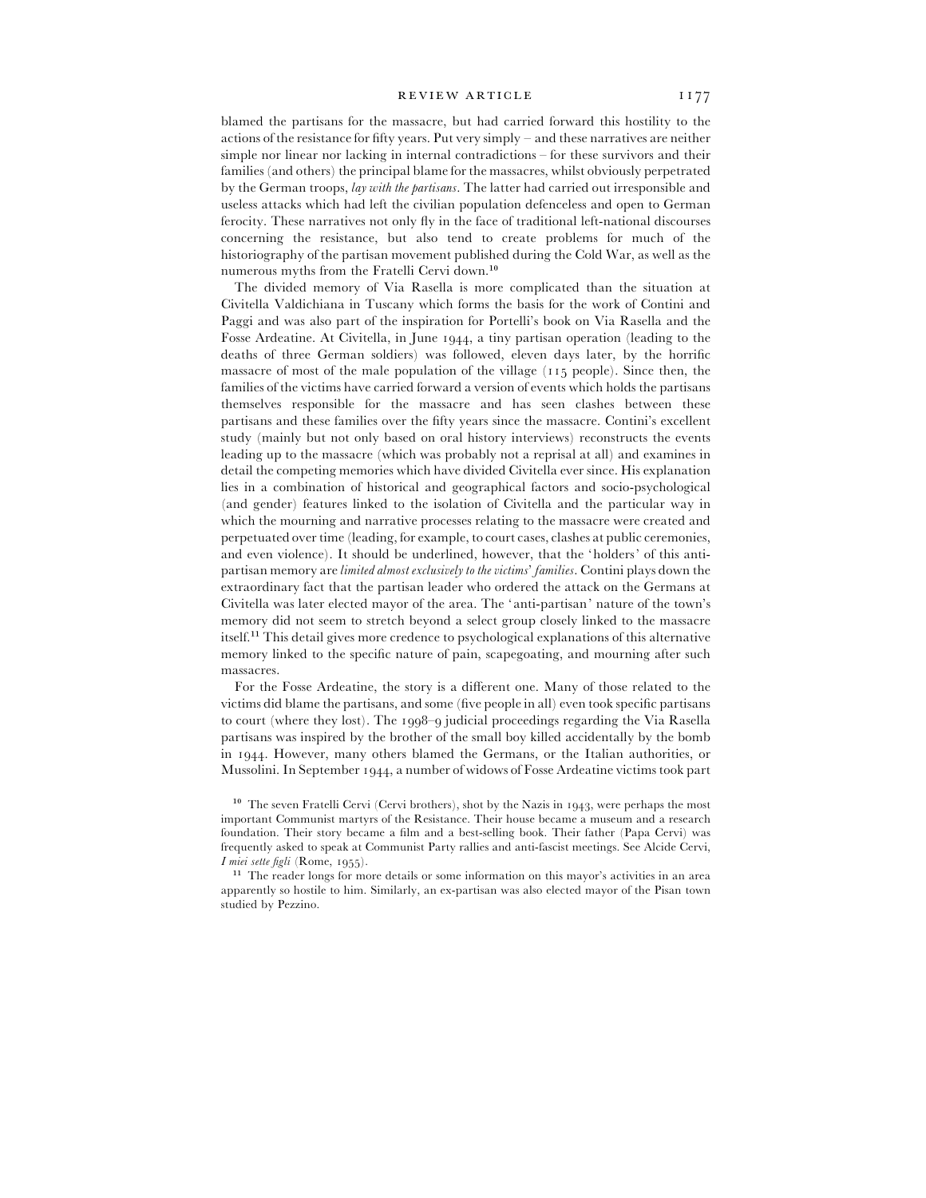blamed the partisans for the massacre, but had carried forward this hostility to the actions of the resistance for fifty years. Put very simply – and these narratives are neither simple nor linear nor lacking in internal contradictions – for these survivors and their families (and others) the principal blame for the massacres, whilst obviously perpetrated by the German troops, *lay with the partisans*. The latter had carried out irresponsible and useless attacks which had left the civilian population defenceless and open to German ferocity. These narratives not only fly in the face of traditional left-national discourses concerning the resistance, but also tend to create problems for much of the historiography of the partisan movement published during the Cold War, as well as the numerous myths from the Fratelli Cervi down.[10]

The divided memory of Via Rasella is more complicated than the situation at Civitella Valdichiana in Tuscany which forms the basis for the work of Contini and Paggi and was also part of the inspiration for Portelli's book on Via Rasella and the Fosse Ardeatine. At Civitella, in June 1944, a tiny partisan operation (leading to the deaths of three German soldiers) was followed, eleven days later, by the horrific massacre of most of the male population of the village (115 people). Since then, the families of the victims have carried forward a version of events which holds the partisans themselves responsible for the massacre and has seen clashes between these partisans and these families over the fifty years since the massacre. Contini's excellent study (mainly but not only based on oral history interviews) reconstructs the events leading up to the massacre (which was probably not a reprisal at all) and examines in detail the competing memories which have divided Civitella ever since. His explanation lies in a combination of historical and geographical factors and socio-psychological (and gender) features linked to the isolation of Civitella and the particular way in which the mourning and narrative processes relating to the massacre were created and perpetuated over time (leading, for example, to court cases, clashes at public ceremonies, and even violence). It should be underlined, however, that the 'holders' of this anti-partisan memory are *limited almost exclusively to the victims' families*. Contini plays down the extraordinary fact that the partisan leader who ordered the attack on the Germans at Civitella was later elected mayor of the area. The 'anti-partisan' nature of the town's memory did not seem to stretch beyond a select group closely linked to the massacre itself.[11] This detail gives more credence to psychological explanations of this alternative memory linked to the specific nature of pain, scapegoating, and mourning after such massacres.

For the Fosse Ardeatine, the story is a different one. Many of those related to the victims did blame the partisans, and some (five people in all) even took specific partisans to court (where they lost). The 1998–9 judicial proceedings regarding the Via Rasella partisans was inspired by the brother of the small boy killed accidentally by the bomb in 1944. However, many others blamed the Germans, or the Italian authorities, or Mussolini. In September 1944, a number of widows of Fosse Ardeatine victims took part

[10] The seven Fratelli Cervi (Cervi brothers), shot by the Nazis in 1943, were perhaps the most important Communist martyrs of the Resistance. Their house became a museum and a research foundation. Their story became a film and a best-selling book. Their father (Papa Cervi) was frequently asked to speak at Communist Party rallies and anti-fascist meetings. See Alcide Cervi, *I miei sette figli* (Rome, 1955).

[11] The reader longs for more details or some information on this mayor's activities in an area apparently so hostile to him. Similarly, an ex-partisan was also elected mayor of the Pisan town studied by Pezzino.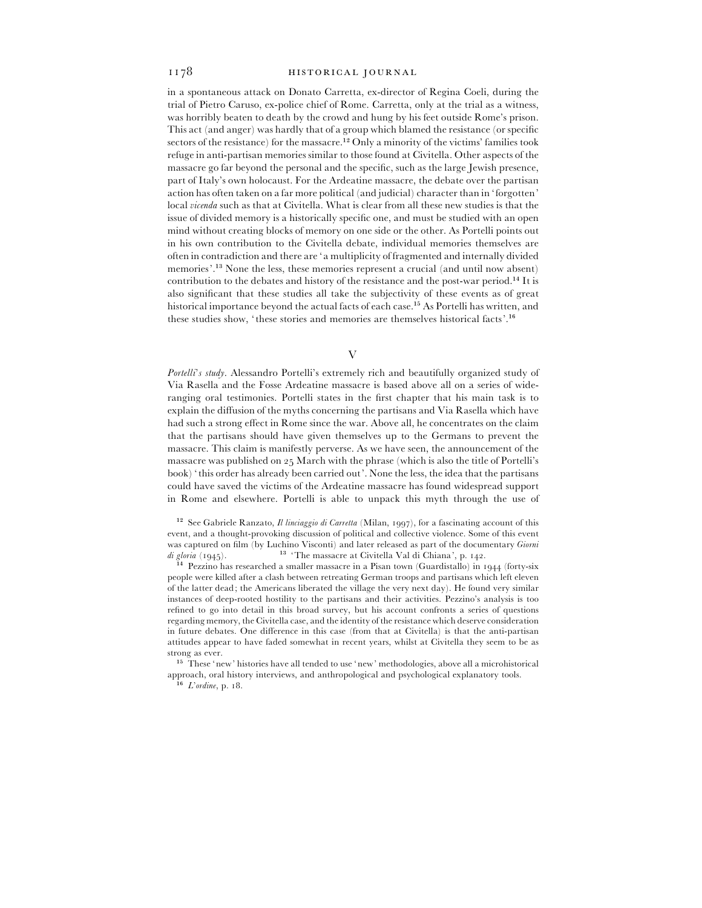in a spontaneous attack on Donato Carretta, ex-director of Regina Coeli, during the trial of Pietro Caruso, ex-police chief of Rome. Carretta, only at the trial as a witness, was horribly beaten to death by the crowd and hung by his feet outside Rome's prison. This act (and anger) was hardly that of a group which blamed the resistance (or specific sectors of the resistance) for the massacre.[12] Only a minority of the victims' families took refuge in anti-partisan memories similar to those found at Civitella. Other aspects of the massacre go far beyond the personal and the specific, such as the large Jewish presence, part of Italy's own holocaust. For the Ardeatine massacre, the debate over the partisan action has often taken on a far more political (and judicial) character than in 'forgotten' local *vicenda* such as that at Civitella. What is clear from all these new studies is that the issue of divided memory is a historically specific one, and must be studied with an open mind without creating blocks of memory on one side or the other. As Portelli points out in his own contribution to the Civitella debate, individual memories themselves are often in contradiction and there are 'a multiplicity of fragmented and internally divided memories'.[13] None the less, these memories represent a crucial (and until now absent) contribution to the debates and history of the resistance and the post-war period.[14] It is also significant that these studies all take the subjectivity of these events as of great historical importance beyond the actual facts of each case.[15] As Portelli has written, and these studies show, 'these stories and memories are themselves historical facts'.[16]

## V

*Portelli's study.* Alessandro Portelli's extremely rich and beautifully organized study of Via Rasella and the Fosse Ardeatine massacre is based above all on a series of wide-ranging oral testimonies. Portelli states in the first chapter that his main task is to explain the diffusion of the myths concerning the partisans and Via Rasella which have had such a strong effect in Rome since the war. Above all, he concentrates on the claim that the partisans should have given themselves up to the Germans to prevent the massacre. This claim is manifestly perverse. As we have seen, the announcement of the massacre was published on 25 March with the phrase (which is also the title of Portelli's book) 'this order has already been carried out'. None the less, the idea that the partisans could have saved the victims of the Ardeatine massacre has found widespread support in Rome and elsewhere. Portelli is able to unpack this myth through the use of

[12] See Gabriele Ranzato, *Il linciaggio di Carretta* (Milan, 1997), for a fascinating account of this event, and a thought-provoking discussion of political and collective violence. Some of this event was captured on film (by Luchino Visconti) and later released as part of the documentary *Giorni di gloria* (1945).

[13] 'The massacre at Civitella Val di Chiana', p. 142.

[14] Pezzino has researched a smaller massacre in a Pisan town (Guardistallo) in 1944 (forty-six people were killed after a clash between retreating German troops and partisans which left eleven of the latter dead; the Americans liberated the village the very next day). He found very similar instances of deep-rooted hostility to the partisans and their activities. Pezzino's analysis is too refined to go into detail in this broad survey, but his account confronts a series of questions regarding memory, the Civitella case, and the identity of the resistance which deserve consideration in future debates. One difference in this case (from that at Civitella) is that the anti-partisan attitudes appear to have faded somewhat in recent years, whilst at Civitella they seem to be as strong as ever.

[15] These 'new' histories have all tended to use 'new' methodologies, above all a microhistorical approach, oral history interviews, and anthropological and psychological explanatory tools.

[16] *L'ordine*, p. 18.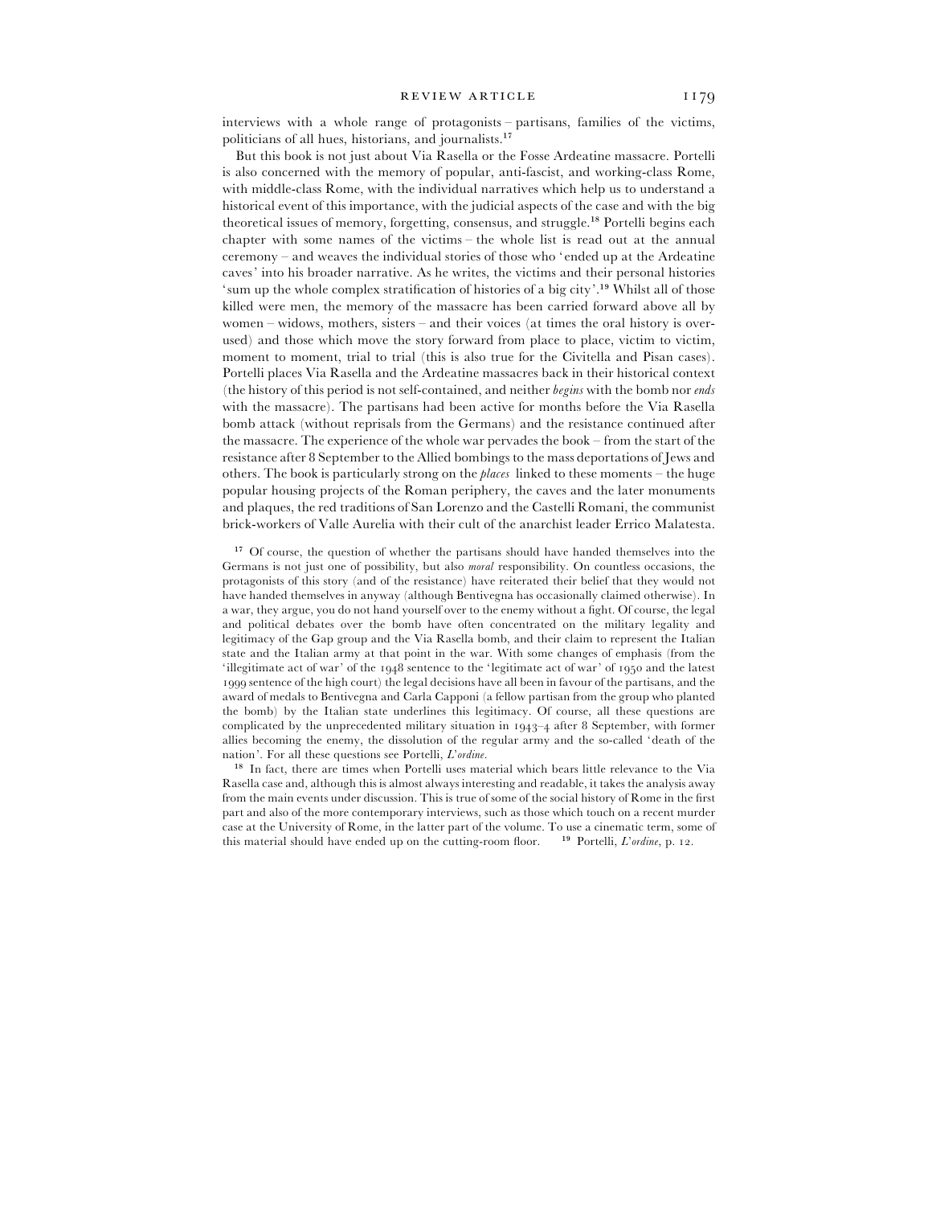interviews with a whole range of protagonists – partisans, families of the victims, politicians of all hues, historians, and journalists.[17]

But this book is not just about Via Rasella or the Fosse Ardeatine massacre. Portelli is also concerned with the memory of popular, anti-fascist, and working-class Rome, with middle-class Rome, with the individual narratives which help us to understand a historical event of this importance, with the judicial aspects of the case and with the big theoretical issues of memory, forgetting, consensus, and struggle.[18] Portelli begins each chapter with some names of the victims – the whole list is read out at the annual ceremony – and weaves the individual stories of those who 'ended up at the Ardeatine caves' into his broader narrative. As he writes, the victims and their personal histories 'sum up the whole complex stratification of histories of a big city'.[19] Whilst all of those killed were men, the memory of the massacre has been carried forward above all by women – widows, mothers, sisters – and their voices (at times the oral history is over-used) and those which move the story forward from place to place, victim to victim, moment to moment, trial to trial (this is also true for the Civitella and Pisan cases). Portelli places Via Rasella and the Ardeatine massacres back in their historical context (the history of this period is not self-contained, and neither *begins* with the bomb nor *ends* with the massacre). The partisans had been active for months before the Via Rasella bomb attack (without reprisals from the Germans) and the resistance continued after the massacre. The experience of the whole war pervades the book – from the start of the resistance after 8 September to the Allied bombings to the mass deportations of Jews and others. The book is particularly strong on the *places* linked to these moments – the huge popular housing projects of the Roman periphery, the caves and the later monuments and plaques, the red traditions of San Lorenzo and the Castelli Romani, the communist brick-workers of Valle Aurelia with their cult of the anarchist leader Errico Malatesta.

[17] Of course, the question of whether the partisans should have handed themselves into the Germans is not just one of possibility, but also *moral* responsibility. On countless occasions, the protagonists of this story (and of the resistance) have reiterated their belief that they would not have handed themselves in anyway (although Bentivegna has occasionally claimed otherwise). In a war, they argue, you do not hand yourself over to the enemy without a fight. Of course, the legal and political debates over the bomb have often concentrated on the military legality and legitimacy of the Gap group and the Via Rasella bomb, and their claim to represent the Italian state and the Italian army at that point in the war. With some changes of emphasis (from the 'illegitimate act of war' of the 1948 sentence to the 'legitimate act of war' of 1950 and the latest 1999 sentence of the high court) the legal decisions have all been in favour of the partisans, and the award of medals to Bentivegna and Carla Capponi (a fellow partisan from the group who planted the bomb) by the Italian state underlines this legitimacy. Of course, all these questions are complicated by the unprecedented military situation in 1943–4 after 8 September, with former allies becoming the enemy, the dissolution of the regular army and the so-called 'death of the nation'. For all these questions see Portelli, *L'ordine*.

[18] In fact, there are times when Portelli uses material which bears little relevance to the Via Rasella case and, although this is almost always interesting and readable, it takes the analysis away from the main events under discussion. This is true of some of the social history of Rome in the first part and also of the more contemporary interviews, such as those which touch on a recent murder case at the University of Rome, in the latter part of the volume. To use a cinematic term, some of this material should have ended up on the cutting-room floor.

[19] Portelli, *L'ordine*, p. 12.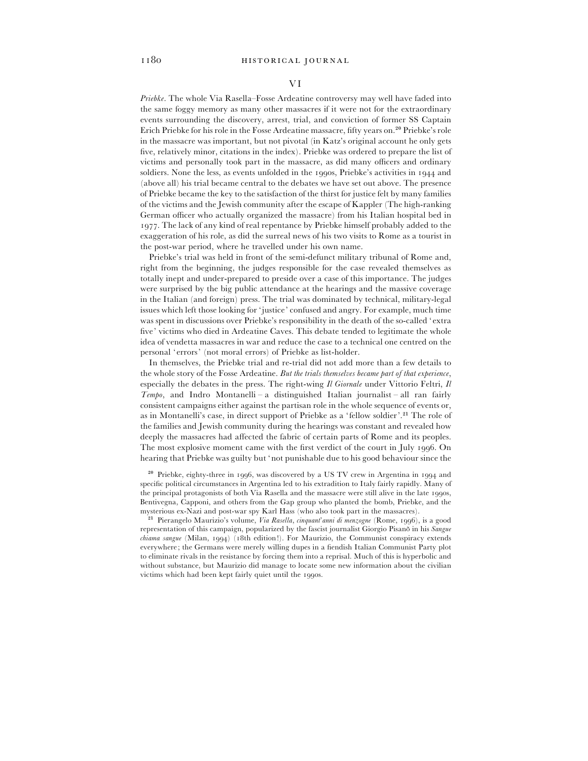## VI

*Priebke*. The whole Via Rasella–Fosse Ardeatine controversy may well have faded into the same foggy memory as many other massacres if it were not for the extraordinary events surrounding the discovery, arrest, trial, and conviction of former SS Captain Erich Priebke for his role in the Fosse Ardeatine massacre, fifty years on.[20] Priebke's role in the massacre was important, but not pivotal (in Katz's original account he only gets five, relatively minor, citations in the index). Priebke was ordered to prepare the list of victims and personally took part in the massacre, as did many officers and ordinary soldiers. None the less, as events unfolded in the 1990s, Priebke's activities in 1944 and (above all) his trial became central to the debates we have set out above. The presence of Priebke became the key to the satisfaction of the thirst for justice felt by many families of the victims and the Jewish community after the escape of Kappler (The high-ranking German officer who actually organized the massacre) from his Italian hospital bed in 1977. The lack of any kind of real repentance by Priebke himself probably added to the exaggeration of his role, as did the surreal news of his two visits to Rome as a tourist in the post-war period, where he travelled under his own name.

Priebke's trial was held in front of the semi-defunct military tribunal of Rome and, right from the beginning, the judges responsible for the case revealed themselves as totally inept and under-prepared to preside over a case of this importance. The judges were surprised by the big public attendance at the hearings and the massive coverage in the Italian (and foreign) press. The trial was dominated by technical, military-legal issues which left those looking for 'justice' confused and angry. For example, much time was spent in discussions over Priebke's responsibility in the death of the so-called 'extra five' victims who died in Ardeatine Caves. This debate tended to legitimate the whole idea of vendetta massacres in war and reduce the case to a technical one centred on the personal 'errors' (not moral errors) of Priebke as list-holder.

In themselves, the Priebke trial and re-trial did not add more than a few details to the whole story of the Fosse Ardeatine. *But the trials themselves became part of that experience*, especially the debates in the press. The right-wing *Il Giornale* under Vittorio Feltri, *Il Tempo*, and Indro Montanelli – a distinguished Italian journalist – all ran fairly consistent campaigns either against the partisan role in the whole sequence of events or, as in Montanelli's case, in direct support of Priebke as a 'fellow soldier'.[21] The role of the families and Jewish community during the hearings was constant and revealed how deeply the massacres had affected the fabric of certain parts of Rome and its peoples. The most explosive moment came with the first verdict of the court in July 1996. On hearing that Priebke was guilty but 'not punishable due to his good behaviour since the

[20] Priebke, eighty-three in 1996, was discovered by a US TV crew in Argentina in 1994 and specific political circumstances in Argentina led to his extradition to Italy fairly rapidly. Many of the principal protagonists of both Via Rasella and the massacre were still alive in the late 1990s, Bentivegna, Capponi, and others from the Gap group who planted the bomb, Priebke, and the mysterious ex-Nazi and post-war spy Karl Hass (who also took part in the massacres).

[21] Pierangelo Maurizio's volume, *Via Rasella, cinquant'anni di menzogne* (Rome, 1996), is a good representation of this campaign, popularized by the fascist journalist Giorgio Pisanò in his *Sangue chiama sangue* (Milan, 1994) (18th edition!). For Maurizio, the Communist conspiracy extends everywhere; the Germans were merely willing dupes in a fiendish Italian Communist Party plot to eliminate rivals in the resistance by forcing them into a reprisal. Much of this is hyperbolic and without substance, but Maurizio did manage to locate some new information about the civilian victims which had been kept fairly quiet until the 1990s.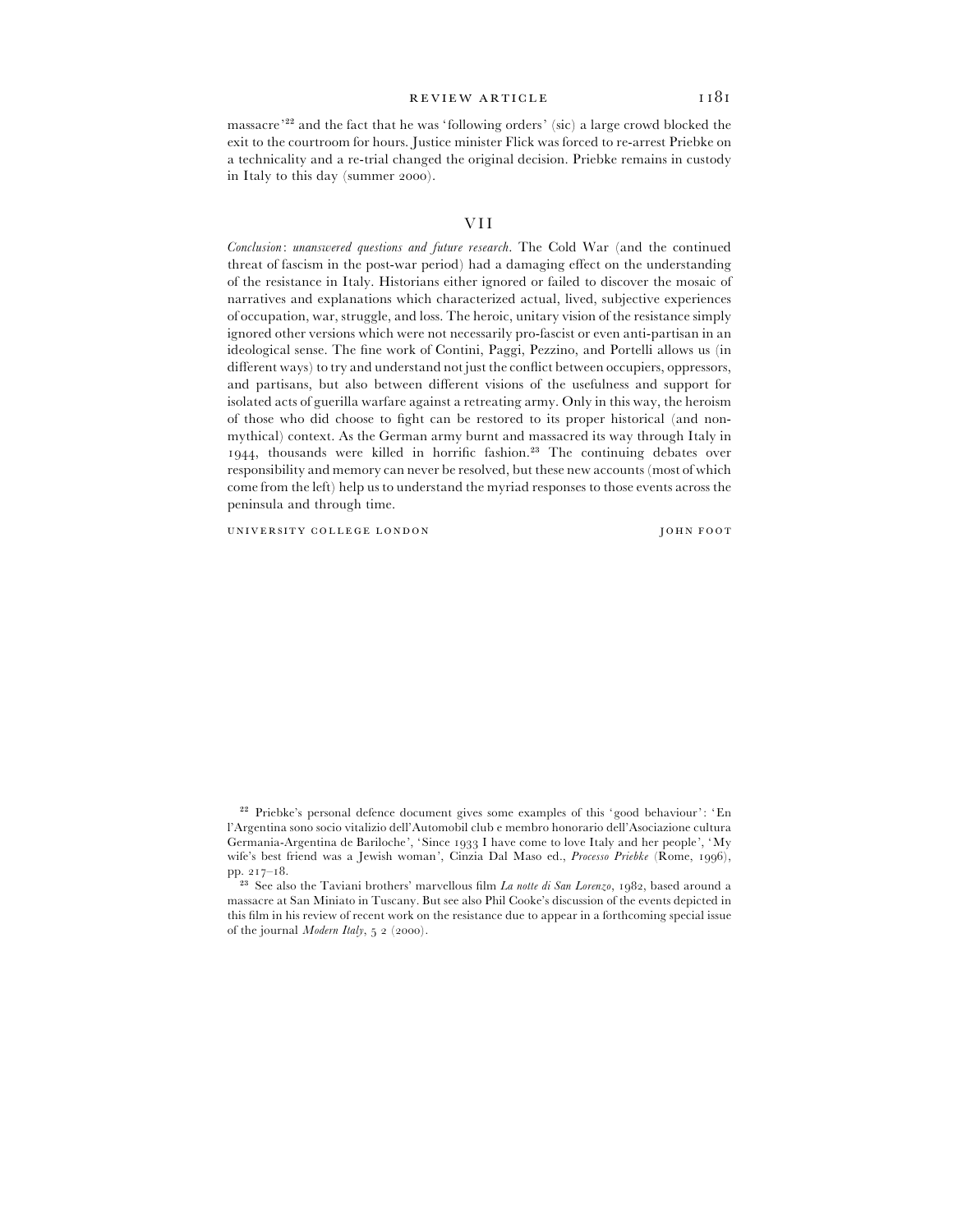massacre'[22] and the fact that he was 'following orders' (sic) a large crowd blocked the exit to the courtroom for hours. Justice minister Flick was forced to re-arrest Priebke on a technicality and a re-trial changed the original decision. Priebke remains in custody in Italy to this day (summer 2000).

## VII

*Conclusion: unanswered questions and future research.* The Cold War (and the continued threat of fascism in the post-war period) had a damaging effect on the understanding of the resistance in Italy. Historians either ignored or failed to discover the mosaic of narratives and explanations which characterized actual, lived, subjective experiences of occupation, war, struggle, and loss. The heroic, unitary vision of the resistance simply ignored other versions which were not necessarily pro-fascist or even anti-partisan in an ideological sense. The fine work of Contini, Paggi, Pezzino, and Portelli allows us (in different ways) to try and understand not just the conflict between occupiers, oppressors, and partisans, but also between different visions of the usefulness and support for isolated acts of guerilla warfare against a retreating army. Only in this way, the heroism of those who did choose to fight can be restored to its proper historical (and non-mythical) context. As the German army burnt and massacred its way through Italy in 1944, thousands were killed in horrific fashion.[23] The continuing debates over responsibility and memory can never be resolved, but these new accounts (most of which come from the left) help us to understand the myriad responses to those events across the peninsula and through time.

UNIVERSITY COLLEGE LONDON — JOHN FOOT

[22] Priebke's personal defence document gives some examples of this 'good behaviour': 'En l'Argentina sono socio vitalizio dell'Automobil club e membro honorario dell'Asociazione cultura Germania-Argentina de Bariloche', 'Since 1933 I have come to love Italy and her people', 'My wife's best friend was a Jewish woman', Cinzia Dal Maso ed., *Processo Priebke* (Rome, 1996), pp. 217–18.

[23] See also the Taviani brothers' marvellous film *La notte di San Lorenzo*, 1982, based around a massacre at San Miniato in Tuscany. But see also Phil Cooke's discussion of the events depicted in this film in his review of recent work on the resistance due to appear in a forthcoming special issue of the journal *Modern Italy*, 5 2 (2000).